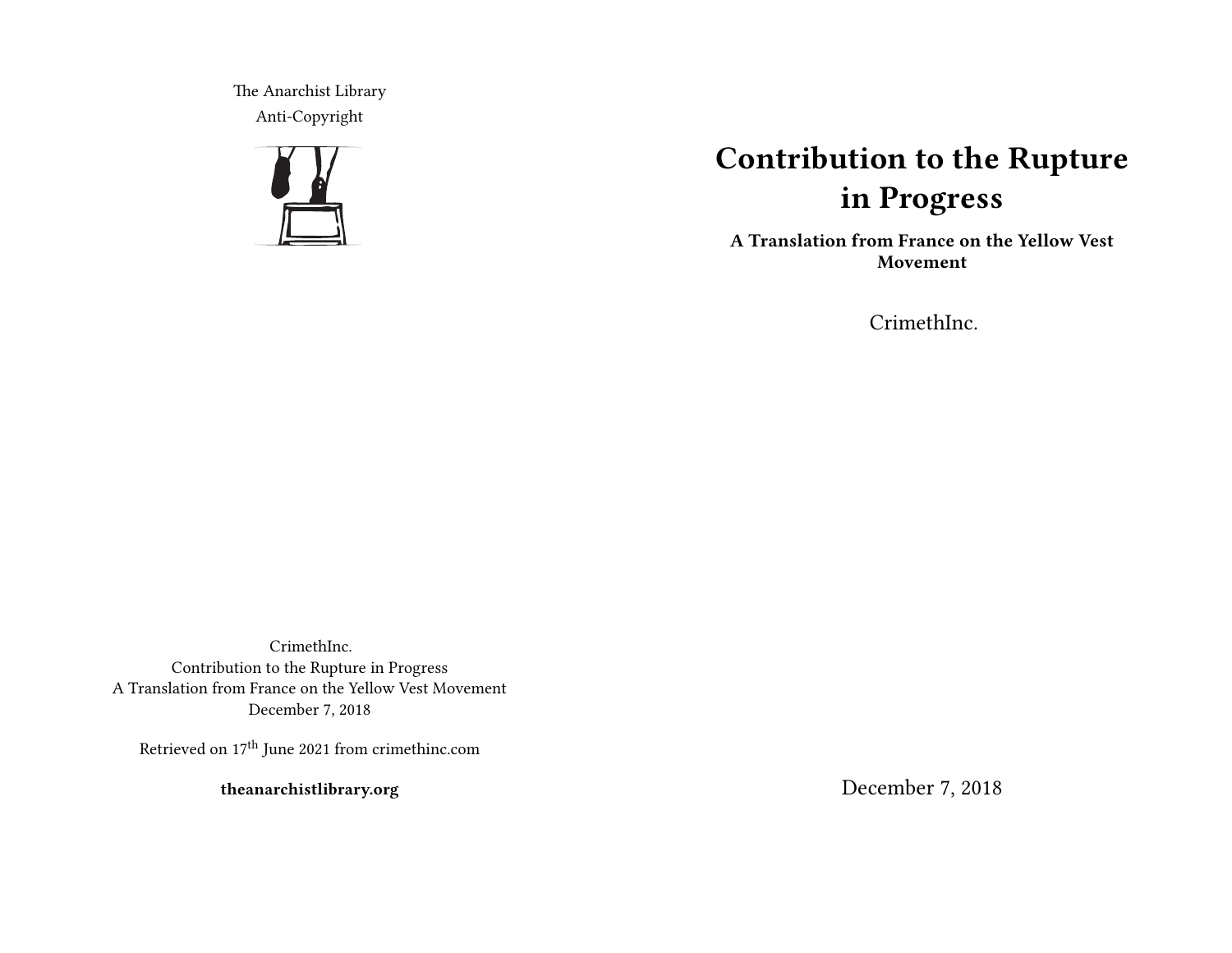The Anarchist Library
Anti-Copyright

CrimethInc.
Contribution to the Rupture in Progress
A Translation from France on the Yellow Vest Movement
December 7, 2018

Retrieved on 17th June 2021 from crimethinc.com

**theanarchistlibrary.org**

# Contribution to the Rupture in Progress

**A Translation from France on the Yellow Vest Movement**

CrimethInc.

December 7, 2018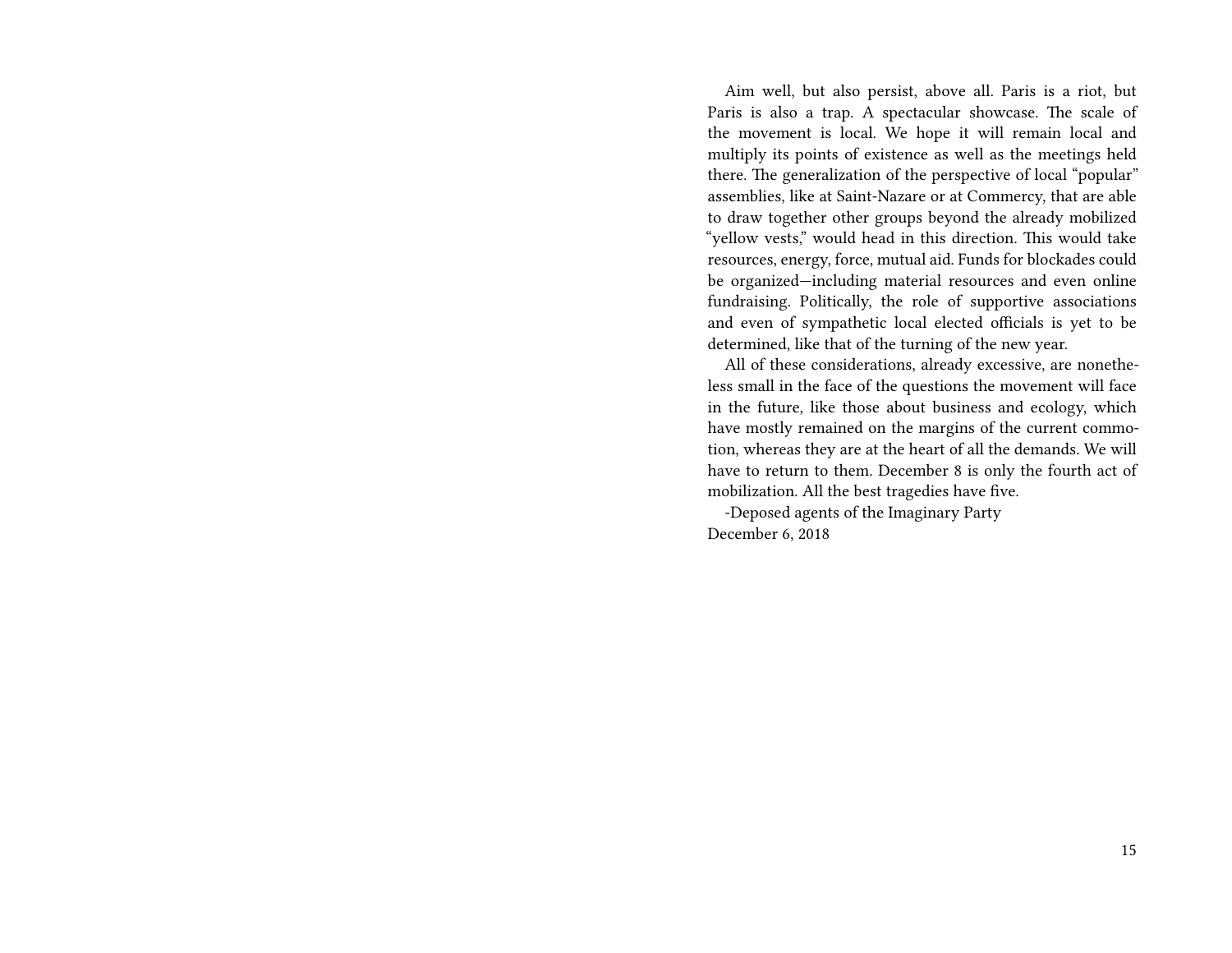Aim well, but also persist, above all. Paris is a riot, but Paris is also a trap. A spectacular showcase. The scale of the movement is local. We hope it will remain local and multiply its points of existence as well as the meetings held there. The generalization of the perspective of local "popular" assemblies, like at Saint-Nazare or at Commercy, that are able to draw together other groups beyond the already mobilized "yellow vests," would head in this direction. This would take resources, energy, force, mutual aid. Funds for blockades could be organized—including material resources and even online fundraising. Politically, the role of supportive associations and even of sympathetic local elected officials is yet to be determined, like that of the turning of the new year.

All of these considerations, already excessive, are nonetheless small in the face of the questions the movement will face in the future, like those about business and ecology, which have mostly remained on the margins of the current commotion, whereas they are at the heart of all the demands. We will have to return to them. December 8 is only the fourth act of mobilization. All the best tragedies have five.

-Deposed agents of the Imaginary Party
December 6, 2018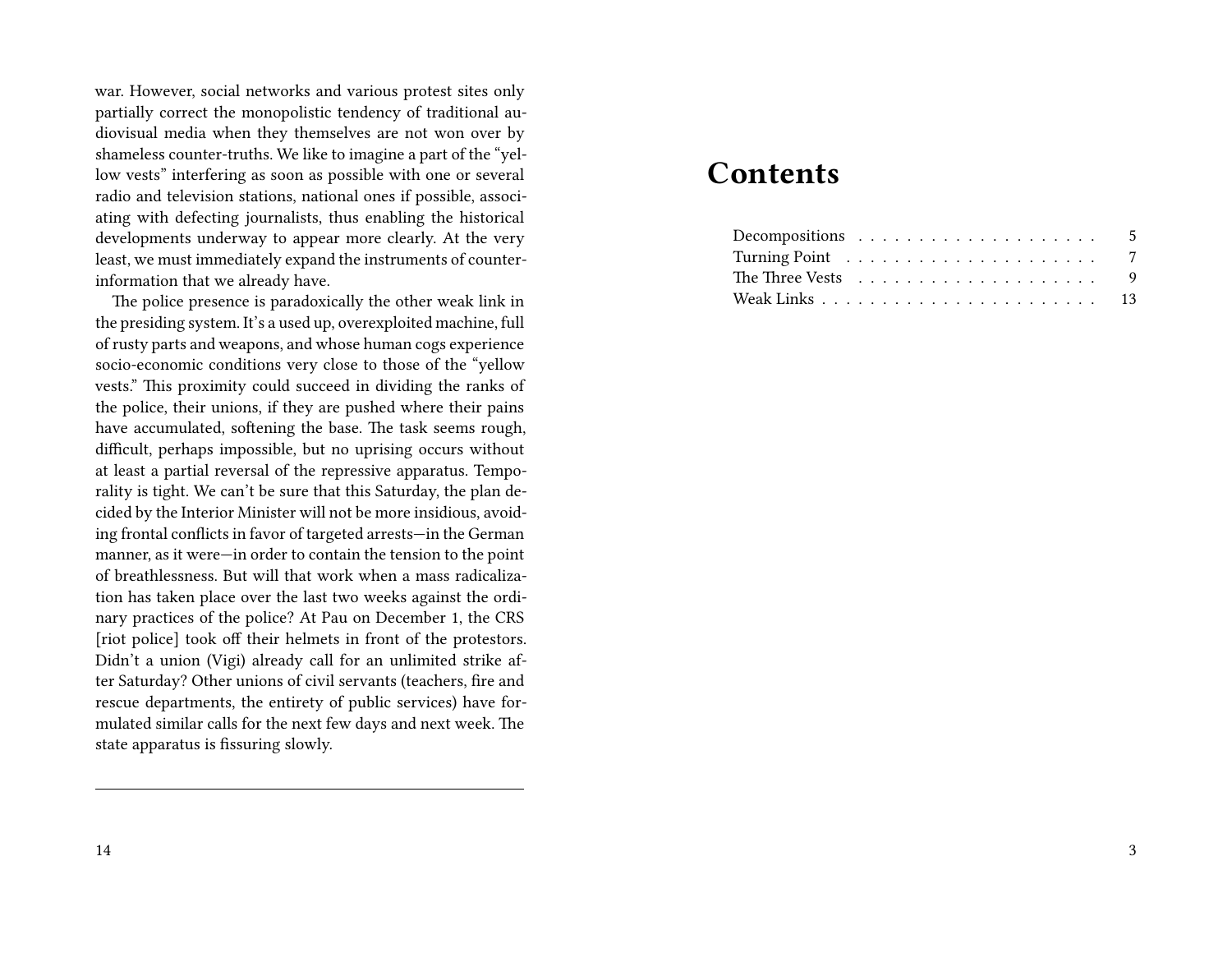war. However, social networks and various protest sites only partially correct the monopolistic tendency of traditional audiovisual media when they themselves are not won over by shameless counter-truths. We like to imagine a part of the "yellow vests" interfering as soon as possible with one or several radio and television stations, national ones if possible, associating with defecting journalists, thus enabling the historical developments underway to appear more clearly. At the very least, we must immediately expand the instruments of counter-information that we already have.

The police presence is paradoxically the other weak link in the presiding system. It's a used up, overexploited machine, full of rusty parts and weapons, and whose human cogs experience socio-economic conditions very close to those of the "yellow vests." This proximity could succeed in dividing the ranks of the police, their unions, if they are pushed where their pains have accumulated, softening the base. The task seems rough, difficult, perhaps impossible, but no uprising occurs without at least a partial reversal of the repressive apparatus. Temporality is tight. We can't be sure that this Saturday, the plan decided by the Interior Minister will not be more insidious, avoiding frontal conflicts in favor of targeted arrests—in the German manner, as it were—in order to contain the tension to the point of breathlessness. But will that work when a mass radicalization has taken place over the last two weeks against the ordinary practices of the police? At Pau on December 1, the CRS [riot police] took off their helmets in front of the protestors. Didn't a union (Vigi) already call for an unlimited strike after Saturday? Other unions of civil servants (teachers, fire and rescue departments, the entirety of public services) have formulated similar calls for the next few days and next week. The state apparatus is fissuring slowly.

---

# Contents

- Decompositions . . . . . . . . . . . . . . . . . . . . 5
- Turning Point . . . . . . . . . . . . . . . . . . . . . 7
- The Three Vests . . . . . . . . . . . . . . . . . . . . 9
- Weak Links . . . . . . . . . . . . . . . . . . . . . . 13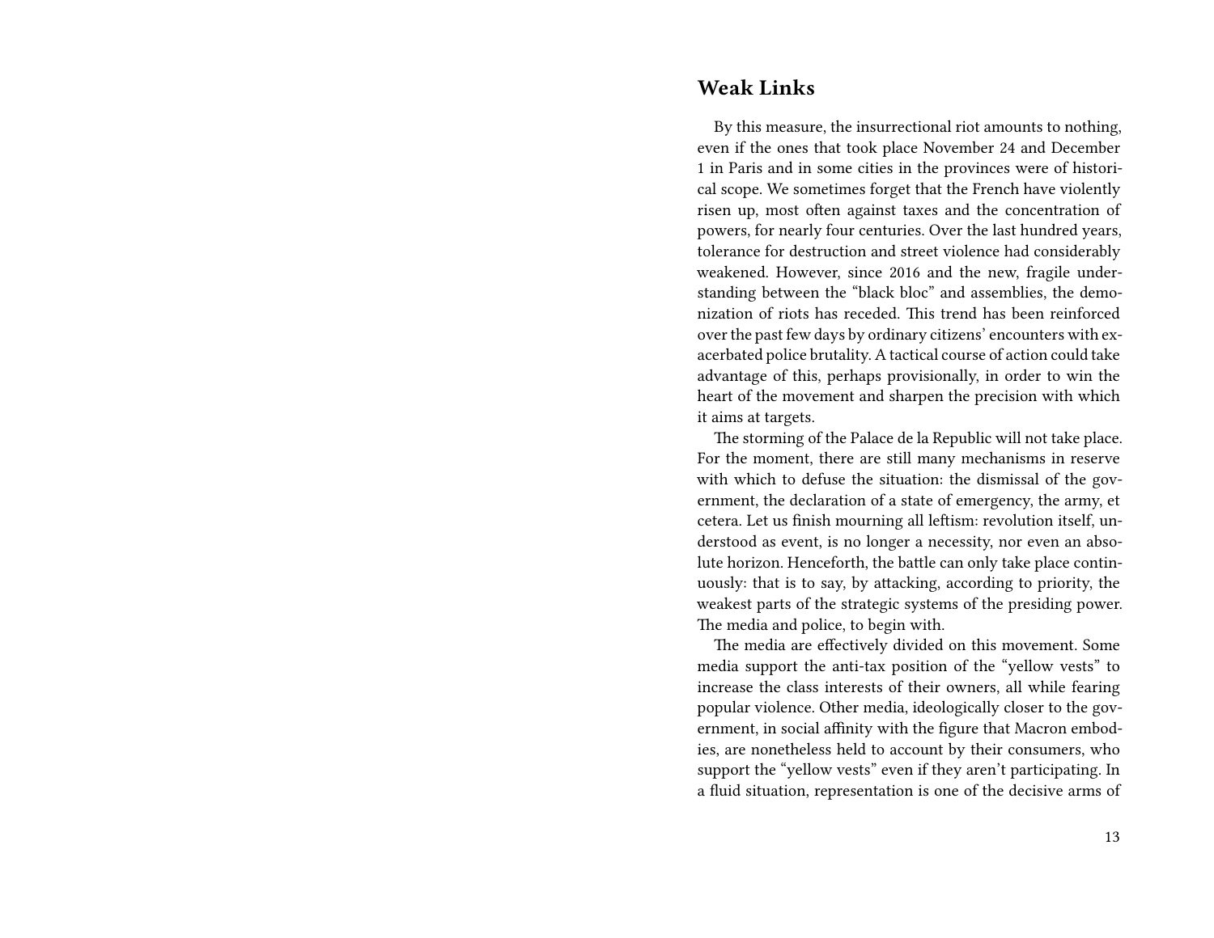## Weak Links

By this measure, the insurrectional riot amounts to nothing, even if the ones that took place November 24 and December 1 in Paris and in some cities in the provinces were of historical scope. We sometimes forget that the French have violently risen up, most often against taxes and the concentration of powers, for nearly four centuries. Over the last hundred years, tolerance for destruction and street violence had considerably weakened. However, since 2016 and the new, fragile understanding between the "black bloc" and assemblies, the demonization of riots has receded. This trend has been reinforced over the past few days by ordinary citizens' encounters with exacerbated police brutality. A tactical course of action could take advantage of this, perhaps provisionally, in order to win the heart of the movement and sharpen the precision with which it aims at targets.

The storming of the Palace de la Republic will not take place. For the moment, there are still many mechanisms in reserve with which to defuse the situation: the dismissal of the government, the declaration of a state of emergency, the army, et cetera. Let us finish mourning all leftism: revolution itself, understood as event, is no longer a necessity, nor even an absolute horizon. Henceforth, the battle can only take place continuously: that is to say, by attacking, according to priority, the weakest parts of the strategic systems of the presiding power. The media and police, to begin with.

The media are effectively divided on this movement. Some media support the anti-tax position of the "yellow vests" to increase the class interests of their owners, all while fearing popular violence. Other media, ideologically closer to the government, in social affinity with the figure that Macron embodies, are nonetheless held to account by their consumers, who support the "yellow vests" even if they aren't participating. In a fluid situation, representation is one of the decisive arms of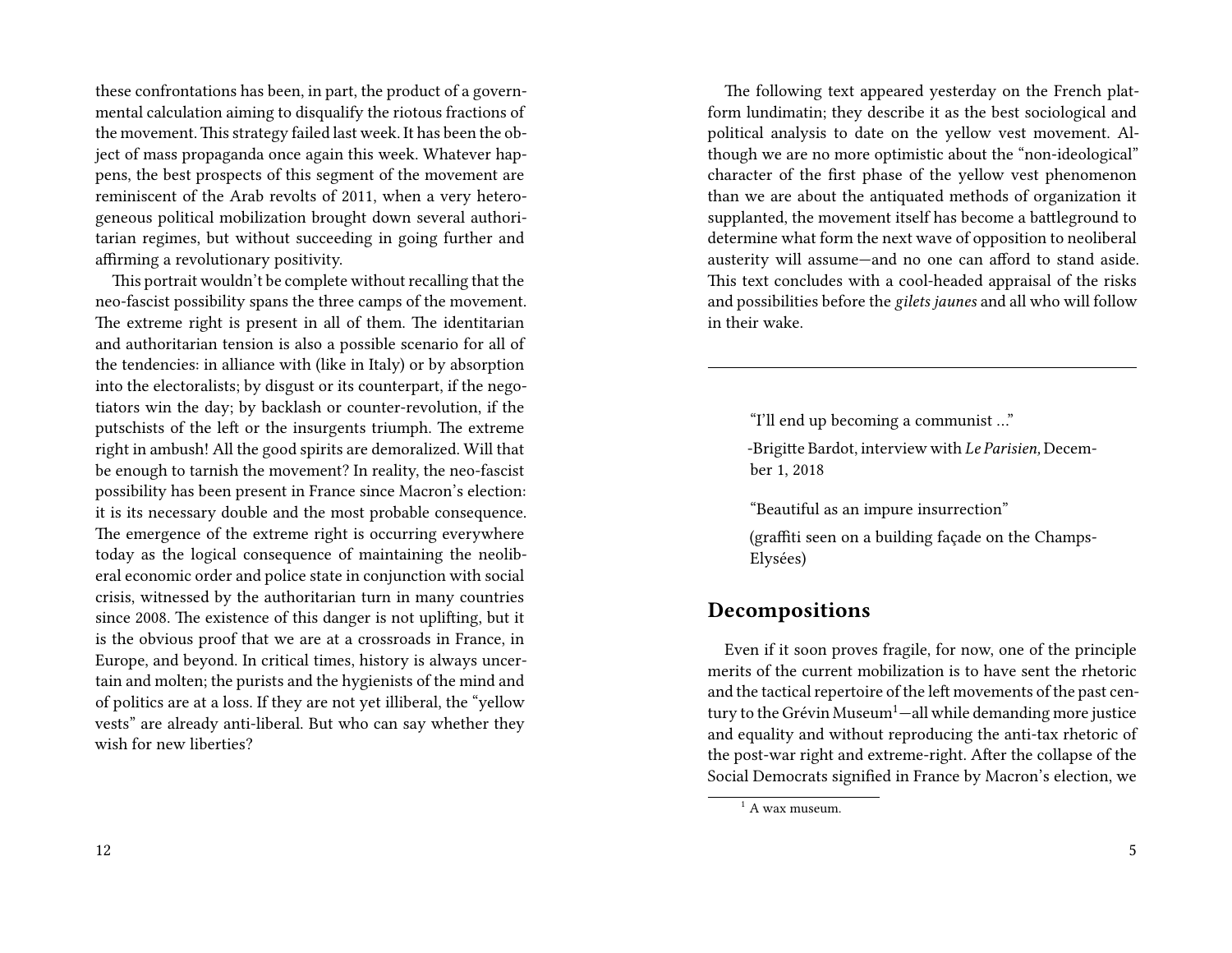these confrontations has been, in part, the product of a governmental calculation aiming to disqualify the riotous fractions of the movement. This strategy failed last week. It has been the object of mass propaganda once again this week. Whatever happens, the best prospects of this segment of the movement are reminiscent of the Arab revolts of 2011, when a very heterogeneous political mobilization brought down several authoritarian regimes, but without succeeding in going further and affirming a revolutionary positivity.

This portrait wouldn't be complete without recalling that the neo-fascist possibility spans the three camps of the movement. The extreme right is present in all of them. The identitarian and authoritarian tension is also a possible scenario for all of the tendencies: in alliance with (like in Italy) or by absorption into the electoralists; by disgust or its counterpart, if the negotiators win the day; by backlash or counter-revolution, if the putschists of the left or the insurgents triumph. The extreme right in ambush! All the good spirits are demoralized. Will that be enough to tarnish the movement? In reality, the neo-fascist possibility has been present in France since Macron's election: it is its necessary double and the most probable consequence. The emergence of the extreme right is occurring everywhere today as the logical consequence of maintaining the neoliberal economic order and police state in conjunction with social crisis, witnessed by the authoritarian turn in many countries since 2008. The existence of this danger is not uplifting, but it is the obvious proof that we are at a crossroads in France, in Europe, and beyond. In critical times, history is always uncertain and molten; the purists and the hygienists of the mind and of politics are at a loss. If they are not yet illiberal, the "yellow vests" are already anti-liberal. But who can say whether they wish for new liberties?

The following text appeared yesterday on the French platform lundimatin; they describe it as the best sociological and political analysis to date on the yellow vest movement. Although we are no more optimistic about the "non-ideological" character of the first phase of the yellow vest phenomenon than we are about the antiquated methods of organization it supplanted, the movement itself has become a battleground to determine what form the next wave of opposition to neoliberal austerity will assume—and no one can afford to stand aside. This text concludes with a cool-headed appraisal of the risks and possibilities before the *gilets jaunes* and all who will follow in their wake.

---

> "I'll end up becoming a communist …"
>
> -Brigitte Bardot, interview with *Le Parisien,* December 1, 2018
>
> "Beautiful as an impure insurrection"
>
> (graffiti seen on a building façade on the Champs-Elysées)

## Decompositions

Even if it soon proves fragile, for now, one of the principle merits of the current mobilization is to have sent the rhetoric and the tactical repertoire of the left movements of the past century to the Grévin Museum[1]—all while demanding more justice and equality and without reproducing the anti-tax rhetoric of the post-war right and extreme-right. After the collapse of the Social Democrats signified in France by Macron's election, we

[1] A wax museum.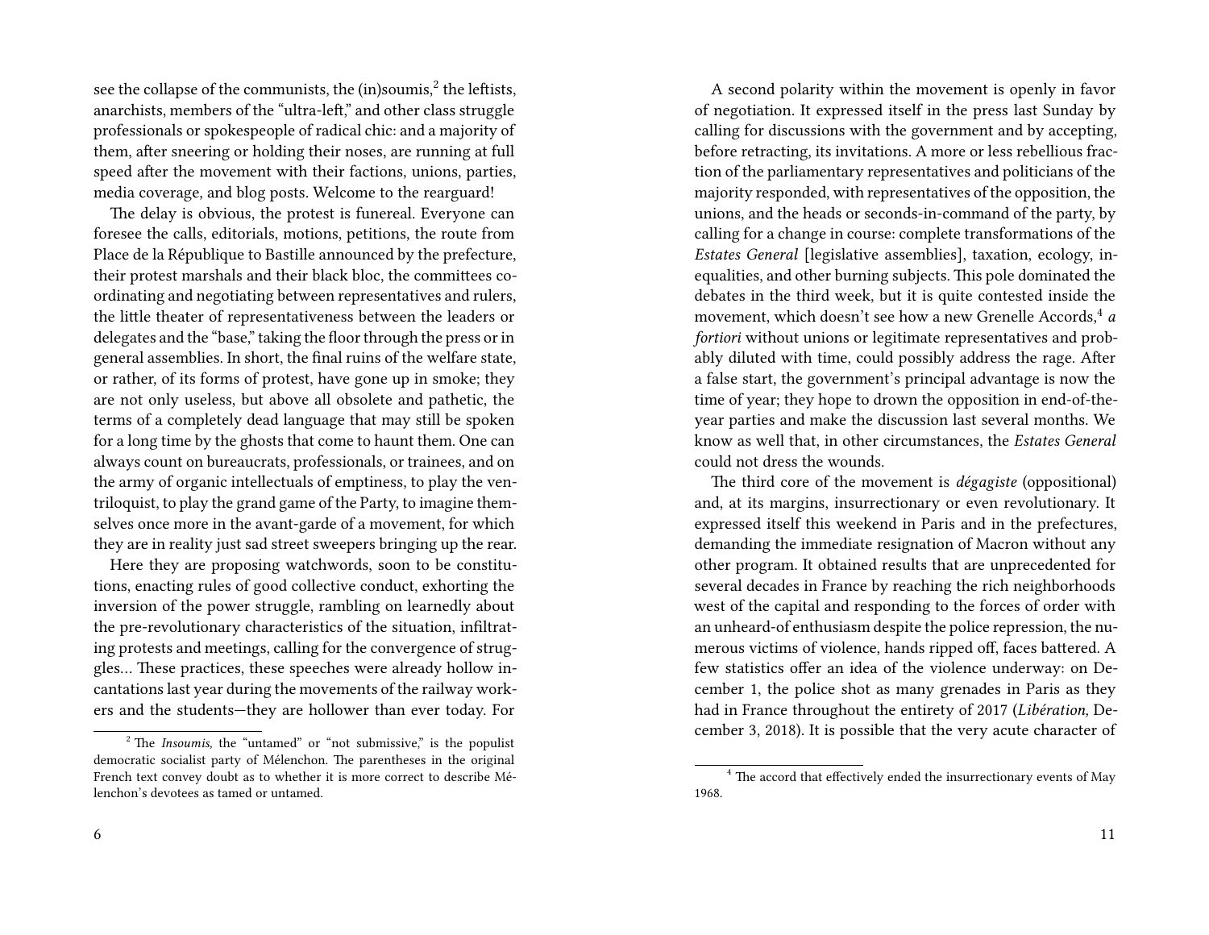see the collapse of the communists, the (in)soumis,[2] the leftists, anarchists, members of the "ultra-left," and other class struggle professionals or spokespeople of radical chic: and a majority of them, after sneering or holding their noses, are running at full speed after the movement with their factions, unions, parties, media coverage, and blog posts. Welcome to the rearguard!

The delay is obvious, the protest is funereal. Everyone can foresee the calls, editorials, motions, petitions, the route from Place de la République to Bastille announced by the prefecture, their protest marshals and their black bloc, the committees coordinating and negotiating between representatives and rulers, the little theater of representativeness between the leaders or delegates and the "base," taking the floor through the press or in general assemblies. In short, the final ruins of the welfare state, or rather, of its forms of protest, have gone up in smoke; they are not only useless, but above all obsolete and pathetic, the terms of a completely dead language that may still be spoken for a long time by the ghosts that come to haunt them. One can always count on bureaucrats, professionals, or trainees, and on the army of organic intellectuals of emptiness, to play the ventriloquist, to play the grand game of the Party, to imagine themselves once more in the avant-garde of a movement, for which they are in reality just sad street sweepers bringing up the rear.

Here they are proposing watchwords, soon to be constitutions, enacting rules of good collective conduct, exhorting the inversion of the power struggle, rambling on learnedly about the pre-revolutionary characteristics of the situation, infiltrating protests and meetings, calling for the convergence of struggles… These practices, these speeches were already hollow incantations last year during the movements of the railway workers and the students—they are hollower than ever today. For

[2] The *Insoumis,* the "untamed" or "not submissive," is the populist democratic socialist party of Mélenchon. The parentheses in the original French text convey doubt as to whether it is more correct to describe Mélenchon's devotees as tamed or untamed.

A second polarity within the movement is openly in favor of negotiation. It expressed itself in the press last Sunday by calling for discussions with the government and by accepting, before retracting, its invitations. A more or less rebellious fraction of the parliamentary representatives and politicians of the majority responded, with representatives of the opposition, the unions, and the heads or seconds-in-command of the party, by calling for a change in course: complete transformations of the *Estates General* [legislative assemblies], taxation, ecology, inequalities, and other burning subjects. This pole dominated the debates in the third week, but it is quite contested inside the movement, which doesn't see how a new Grenelle Accords,[4] *a fortiori* without unions or legitimate representatives and probably diluted with time, could possibly address the rage. After a false start, the government's principal advantage is now the time of year; they hope to drown the opposition in end-of-the-year parties and make the discussion last several months. We know as well that, in other circumstances, the *Estates General* could not dress the wounds.

The third core of the movement is *dégagiste* (oppositional) and, at its margins, insurrectionary or even revolutionary. It expressed itself this weekend in Paris and in the prefectures, demanding the immediate resignation of Macron without any other program. It obtained results that are unprecedented for several decades in France by reaching the rich neighborhoods west of the capital and responding to the forces of order with an unheard-of enthusiasm despite the police repression, the numerous victims of violence, hands ripped off, faces battered. A few statistics offer an idea of the violence underway: on December 1, the police shot as many grenades in Paris as they had in France throughout the entirety of 2017 (*Libération,* December 3, 2018). It is possible that the very acute character of

[4] The accord that effectively ended the insurrectionary events of May 1968.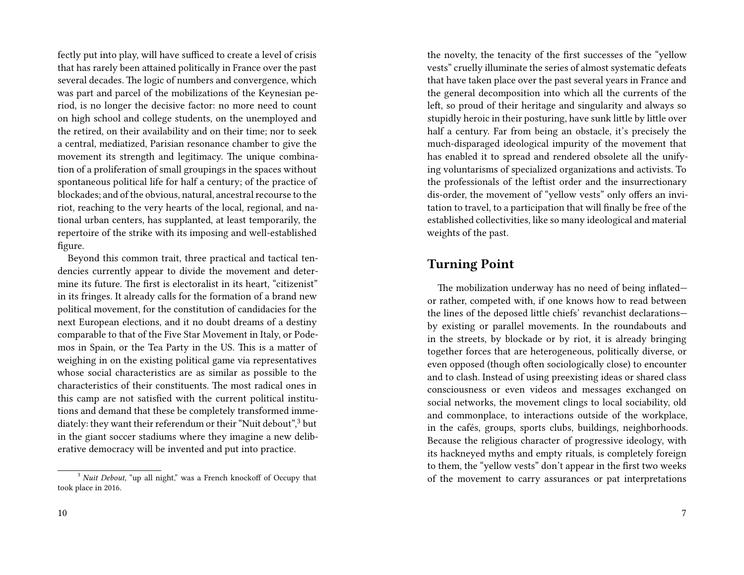fectly put into play, will have sufficed to create a level of crisis that has rarely been attained politically in France over the past several decades. The logic of numbers and convergence, which was part and parcel of the mobilizations of the Keynesian period, is no longer the decisive factor: no more need to count on high school and college students, on the unemployed and the retired, on their availability and on their time; nor to seek a central, mediatized, Parisian resonance chamber to give the movement its strength and legitimacy. The unique combination of a proliferation of small groupings in the spaces without spontaneous political life for half a century; of the practice of blockades; and of the obvious, natural, ancestral recourse to the riot, reaching to the very hearts of the local, regional, and national urban centers, has supplanted, at least temporarily, the repertoire of the strike with its imposing and well-established figure.

Beyond this common trait, three practical and tactical tendencies currently appear to divide the movement and determine its future. The first is electoralist in its heart, "citizenist" in its fringes. It already calls for the formation of a brand new political movement, for the constitution of candidacies for the next European elections, and it no doubt dreams of a destiny comparable to that of the Five Star Movement in Italy, or Podemos in Spain, or the Tea Party in the US. This is a matter of weighing in on the existing political game via representatives whose social characteristics are as similar as possible to the characteristics of their constituents. The most radical ones in this camp are not satisfied with the current political institutions and demand that these be completely transformed immediately: they want their referendum or their "Nuit debout",[3] but in the giant soccer stadiums where they imagine a new deliberative democracy will be invented and put into practice.

[3] *Nuit Debout,* "up all night," was a French knockoff of Occupy that took place in 2016.

the novelty, the tenacity of the first successes of the "yellow vests" cruelly illuminate the series of almost systematic defeats that have taken place over the past several years in France and the general decomposition into which all the currents of the left, so proud of their heritage and singularity and always so stupidly heroic in their posturing, have sunk little by little over half a century. Far from being an obstacle, it's precisely the much-disparaged ideological impurity of the movement that has enabled it to spread and rendered obsolete all the unifying voluntarisms of specialized organizations and activists. To the professionals of the leftist order and the insurrectionary dis-order, the movement of "yellow vests" only offers an invitation to travel, to a participation that will finally be free of the established collectivities, like so many ideological and material weights of the past.

## Turning Point

The mobilization underway has no need of being inflated—or rather, competed with, if one knows how to read between the lines of the deposed little chiefs' revanchist declarations—by existing or parallel movements. In the roundabouts and in the streets, by blockade or by riot, it is already bringing together forces that are heterogeneous, politically diverse, or even opposed (though often sociologically close) to encounter and to clash. Instead of using preexisting ideas or shared class consciousness or even videos and messages exchanged on social networks, the movement clings to local sociability, old and commonplace, to interactions outside of the workplace, in the cafés, groups, sports clubs, buildings, neighborhoods. Because the religious character of progressive ideology, with its hackneyed myths and empty rituals, is completely foreign to them, the "yellow vests" don't appear in the first two weeks of the movement to carry assurances or pat interpretations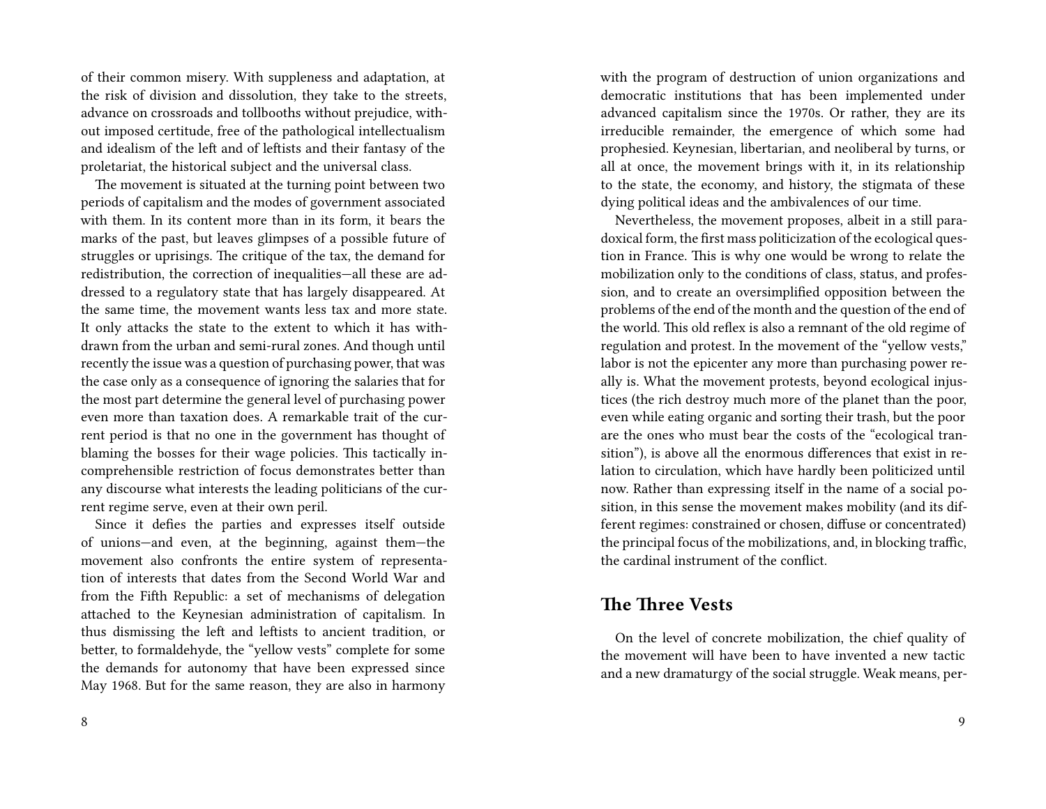of their common misery. With suppleness and adaptation, at the risk of division and dissolution, they take to the streets, advance on crossroads and tollbooths without prejudice, without imposed certitude, free of the pathological intellectualism and idealism of the left and of leftists and their fantasy of the proletariat, the historical subject and the universal class.

The movement is situated at the turning point between two periods of capitalism and the modes of government associated with them. In its content more than in its form, it bears the marks of the past, but leaves glimpses of a possible future of struggles or uprisings. The critique of the tax, the demand for redistribution, the correction of inequalities—all these are addressed to a regulatory state that has largely disappeared. At the same time, the movement wants less tax and more state. It only attacks the state to the extent to which it has withdrawn from the urban and semi-rural zones. And though until recently the issue was a question of purchasing power, that was the case only as a consequence of ignoring the salaries that for the most part determine the general level of purchasing power even more than taxation does. A remarkable trait of the current period is that no one in the government has thought of blaming the bosses for their wage policies. This tactically incomprehensible restriction of focus demonstrates better than any discourse what interests the leading politicians of the current regime serve, even at their own peril.

Since it defies the parties and expresses itself outside of unions—and even, at the beginning, against them—the movement also confronts the entire system of representation of interests that dates from the Second World War and from the Fifth Republic: a set of mechanisms of delegation attached to the Keynesian administration of capitalism. In thus dismissing the left and leftists to ancient tradition, or better, to formaldehyde, the "yellow vests" complete for some the demands for autonomy that have been expressed since May 1968. But for the same reason, they are also in harmony with the program of destruction of union organizations and democratic institutions that has been implemented under advanced capitalism since the 1970s. Or rather, they are its irreducible remainder, the emergence of which some had prophesied. Keynesian, libertarian, and neoliberal by turns, or all at once, the movement brings with it, in its relationship to the state, the economy, and history, the stigmata of these dying political ideas and the ambivalences of our time.

Nevertheless, the movement proposes, albeit in a still paradoxical form, the first mass politicization of the ecological question in France. This is why one would be wrong to relate the mobilization only to the conditions of class, status, and profession, and to create an oversimplified opposition between the problems of the end of the month and the question of the end of the world. This old reflex is also a remnant of the old regime of regulation and protest. In the movement of the "yellow vests," labor is not the epicenter any more than purchasing power really is. What the movement protests, beyond ecological injustices (the rich destroy much more of the planet than the poor, even while eating organic and sorting their trash, but the poor are the ones who must bear the costs of the "ecological transition"), is above all the enormous differences that exist in relation to circulation, which have hardly been politicized until now. Rather than expressing itself in the name of a social position, in this sense the movement makes mobility (and its different regimes: constrained or chosen, diffuse or concentrated) the principal focus of the mobilizations, and, in blocking traffic, the cardinal instrument of the conflict.

## The Three Vests

On the level of concrete mobilization, the chief quality of the movement will have been to have invented a new tactic and a new dramaturgy of the social struggle. Weak means, per-